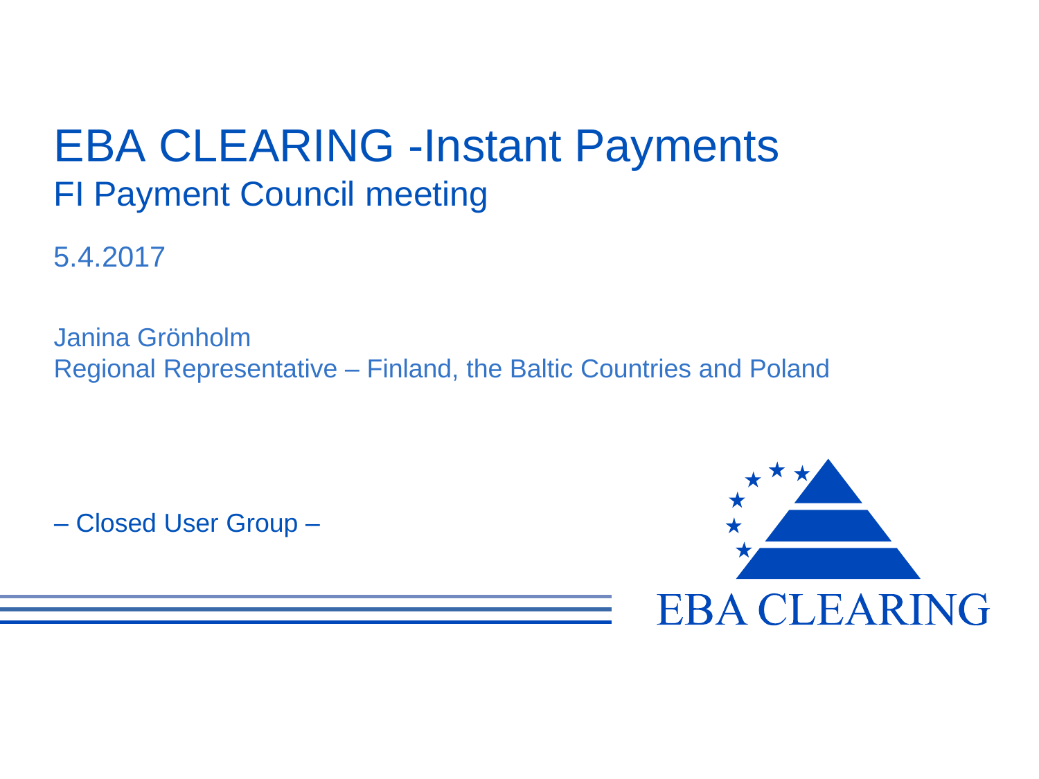# EBA CLEARING -Instant Payments

## FI Payment Council meeting

5.4.2017

Janina Grönholm
Regional Representative – Finland, the Baltic Countries and Poland

– Closed User Group –

EBA CLEARING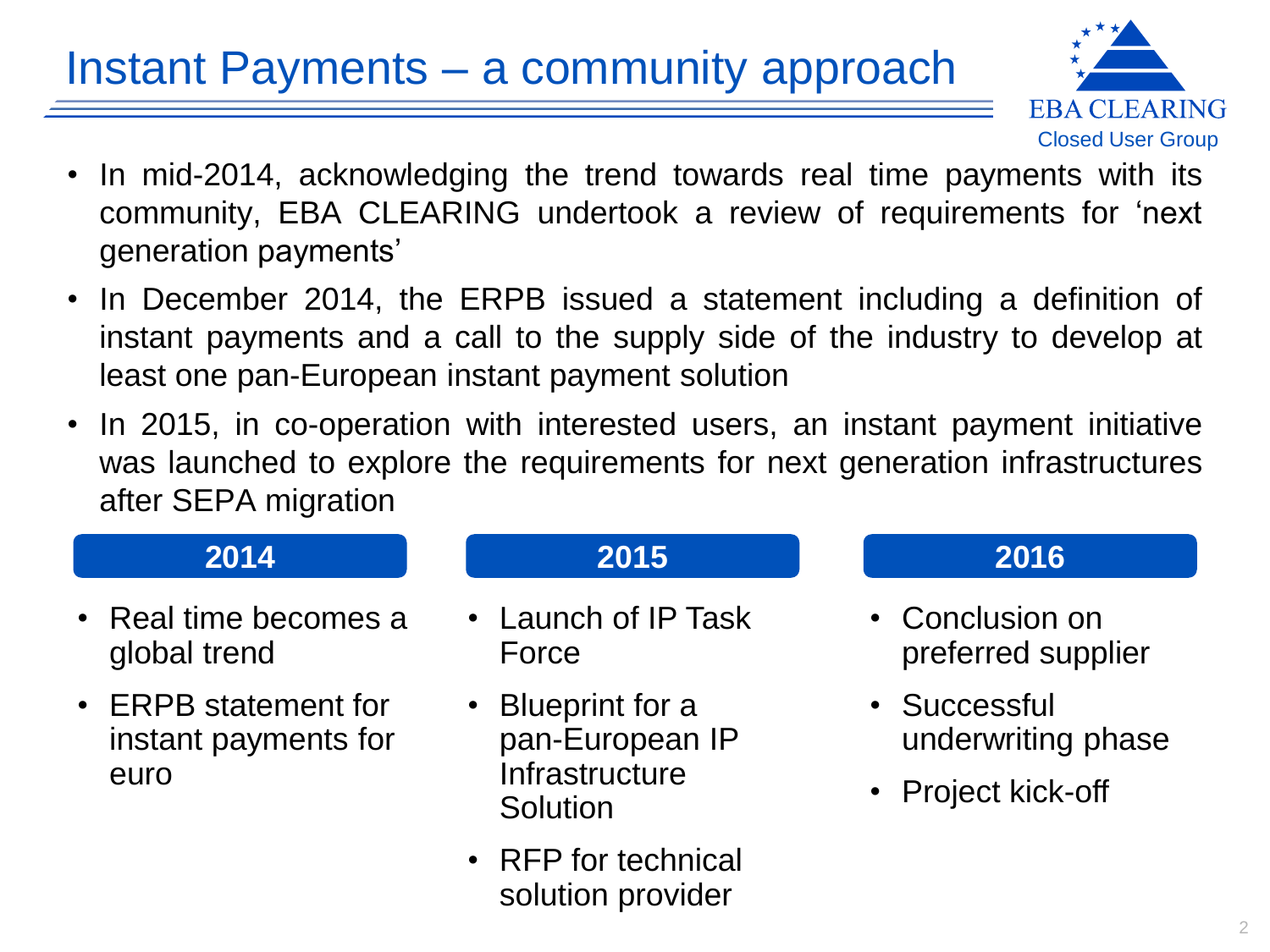# Instant Payments – a community approach

EBA CLEARING
Closed User Group

- In mid-2014, acknowledging the trend towards real time payments with its community, EBA CLEARING undertook a review of requirements for 'next generation payments'
- In December 2014, the ERPB issued a statement including a definition of instant payments and a call to the supply side of the industry to develop at least one pan-European instant payment solution
- In 2015, in co-operation with interested users, an instant payment initiative was launched to explore the requirements for next generation infrastructures after SEPA migration

**2014**

- Real time becomes a global trend
- ERPB statement for instant payments for euro

**2015**

- Launch of IP Task Force
- Blueprint for a pan-European IP Infrastructure Solution
- RFP for technical solution provider

**2016**

- Conclusion on preferred supplier
- Successful underwriting phase
- Project kick-off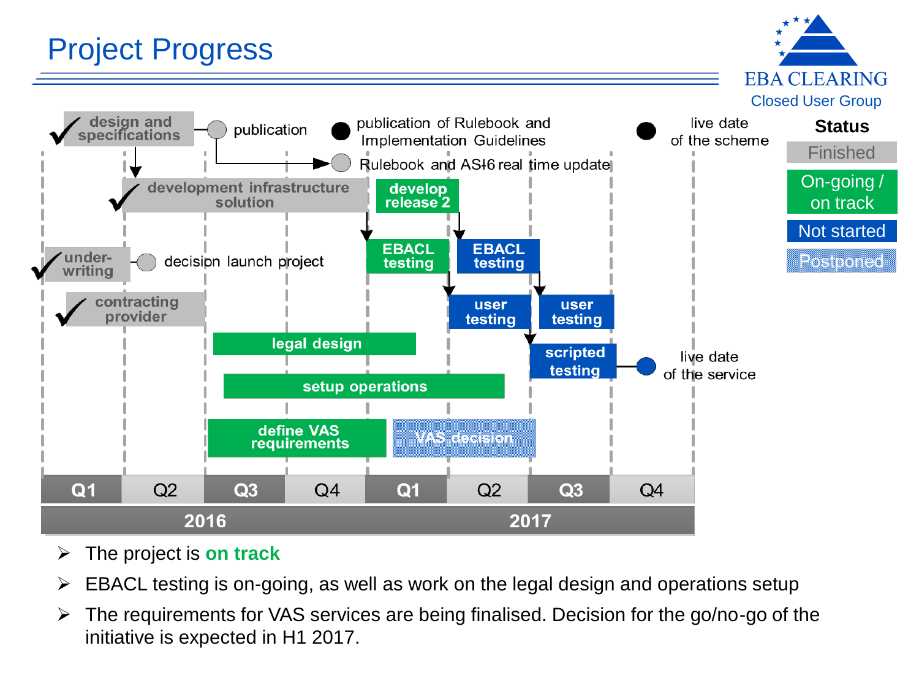# Project Progress

EBA CLEARING
Closed User Group

**Status**

- Finished
- On-going / on track
- Not started
- Postponed

design and specifications → publication → Rulebook and AS-6 real time update

publication of Rulebook and Implementation Guidelines

live date of the scheme

development infrastructure solution

develop release 2

EBACL testing

EBACL testing

under-writing → decision launch project

contracting provider

user testing

user testing

legal design

scripted testing → live date of the service

setup operations

define VAS requirements

VAS decision

| Q1 | Q2 | Q3 | Q4 | Q1 | Q2 | Q3 | Q4 |
|---|---|---|---|---|---|---|---|
| 2016 | | | | 2017 | | | |

- The project is **on track**
- EBACL testing is on-going, as well as work on the legal design and operations setup
- The requirements for VAS services are being finalised. Decision for the go/no-go of the initiative is expected in H1 2017.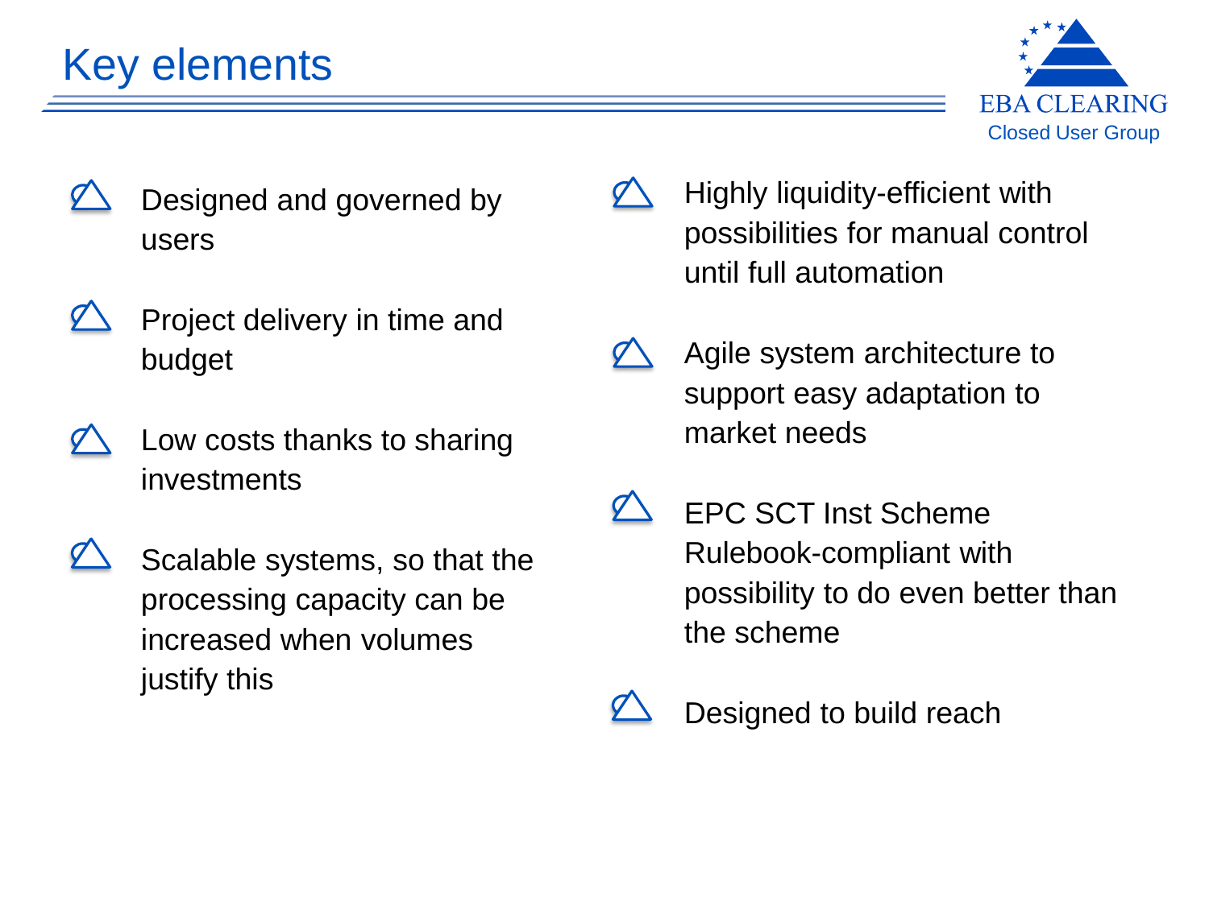# Key elements

EBA CLEARING
Closed User Group

- Designed and governed by users
- Project delivery in time and budget
- Low costs thanks to sharing investments
- Scalable systems, so that the processing capacity can be increased when volumes justify this
- Highly liquidity-efficient with possibilities for manual control until full automation
- Agile system architecture to support easy adaptation to market needs
- EPC SCT Inst Scheme Rulebook-compliant with possibility to do even better than the scheme
- Designed to build reach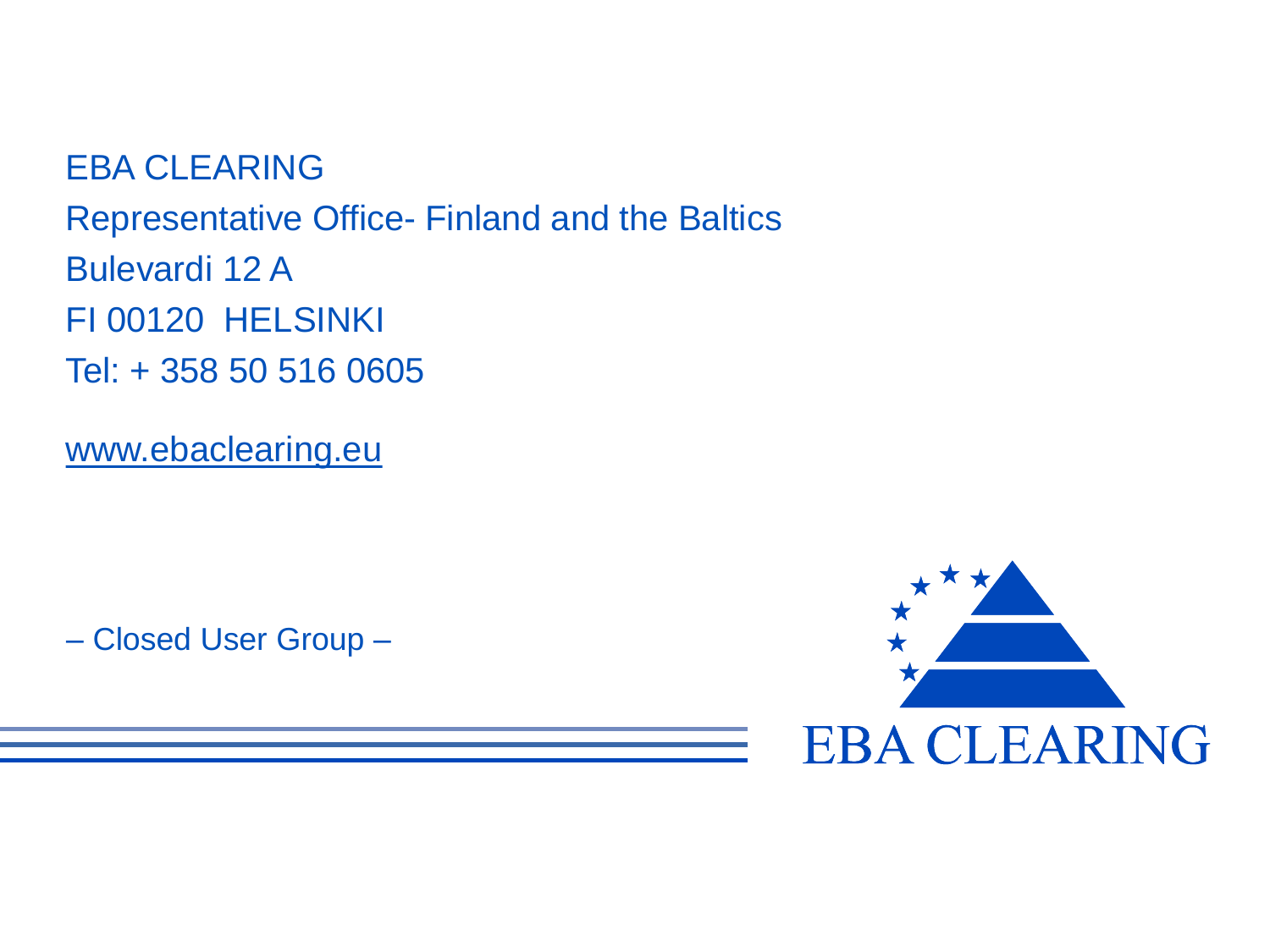EBA CLEARING

Representative Office- Finland and the Baltics

Bulevardi 12 A

FI 00120 HELSINKI

Tel: + 358 50 516 0605

www.ebaclearing.eu

– Closed User Group –

EBA CLEARING